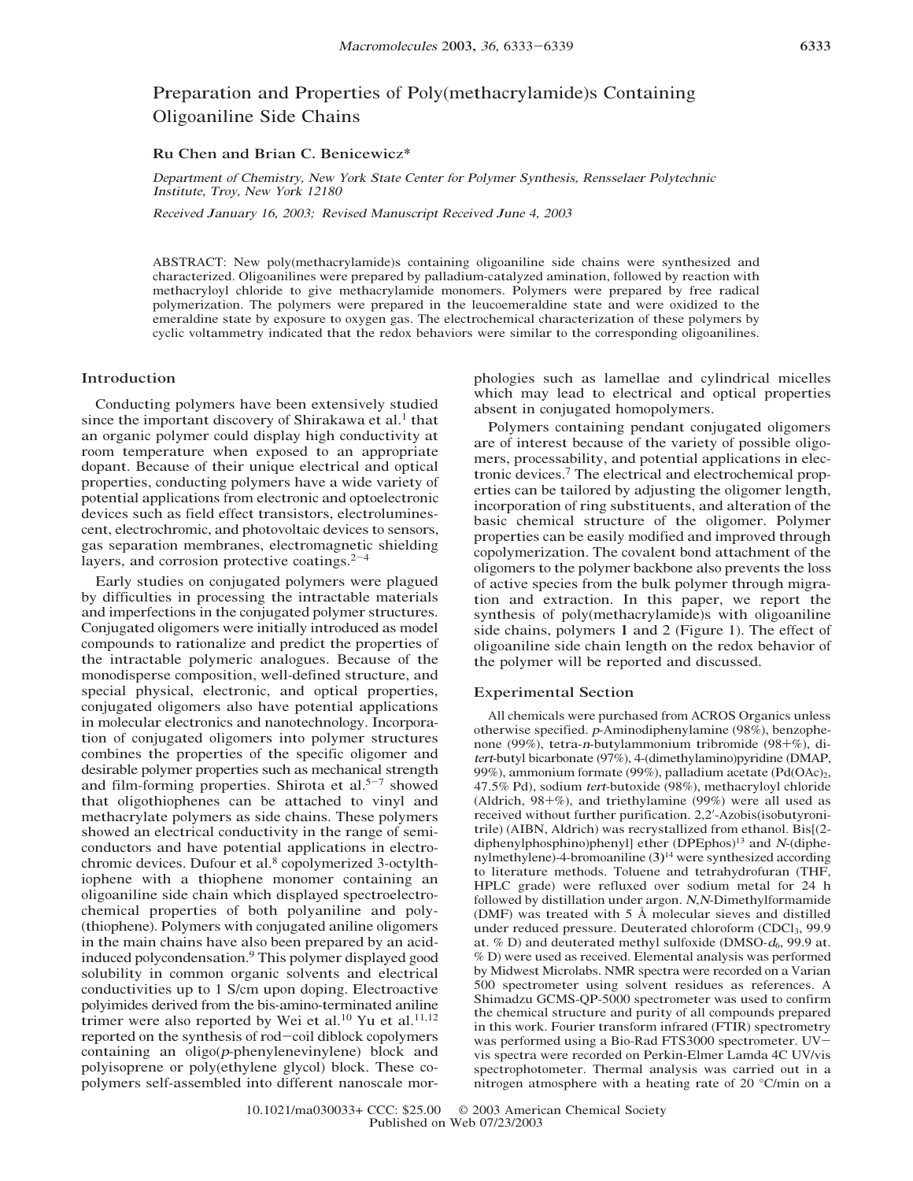# Preparation and Properties of Poly(methacrylamide)s Containing Oligoaniline Side Chains

**Ru Chen and Brian C. Benicewicz***

*Department of Chemistry, New York State Center for Polymer Synthesis, Rensselaer Polytechnic Institute, Troy, New York 12180*

*Received January 16, 2003; Revised Manuscript Received June 4, 2003*

ABSTRACT: New poly(methacrylamide)s containing oligoaniline side chains were synthesized and characterized. Oligoanilines were prepared by palladium-catalyzed amination, followed by reaction with methacryloyl chloride to give methacrylamide monomers. Polymers were prepared by free radical polymerization. The polymers were prepared in the leucoemeraldine state and were oxidized to the emeraldine state by exposure to oxygen gas. The electrochemical characterization of these polymers by cyclic voltammetry indicated that the redox behaviors were similar to the corresponding oligoanilines.

## Introduction

Conducting polymers have been extensively studied since the important discovery of Shirakawa et al.[1] that an organic polymer could display high conductivity at room temperature when exposed to an appropriate dopant. Because of their unique electrical and optical properties, conducting polymers have a wide variety of potential applications from electronic and optoelectronic devices such as field effect transistors, electroluminescent, electrochromic, and photovoltaic devices to sensors, gas separation membranes, electromagnetic shielding layers, and corrosion protective coatings.[2-4]

Early studies on conjugated polymers were plagued by difficulties in processing the intractable materials and imperfections in the conjugated polymer structures. Conjugated oligomers were initially introduced as model compounds to rationalize and predict the properties of the intractable polymeric analogues. Because of the monodisperse composition, well-defined structure, and special physical, electronic, and optical properties, conjugated oligomers also have potential applications in molecular electronics and nanotechnology. Incorporation of conjugated oligomers into polymer structures combines the properties of the specific oligomer and desirable polymer properties such as mechanical strength and film-forming properties. Shirota et al.[5-7] showed that oligothiophenes can be attached to vinyl and methacrylate polymers as side chains. These polymers showed an electrical conductivity in the range of semiconductors and have potential applications in electrochromic devices. Dufour et al.[8] copolymerized 3-octylthiophene with a thiophene monomer containing an oligoaniline side chain which displayed spectroelectrochemical properties of both polyaniline and poly(thiophene). Polymers with conjugated aniline oligomers in the main chains have also been prepared by an acid-induced polycondensation.[9] This polymer displayed good solubility in common organic solvents and electrical conductivities up to 1 S/cm upon doping. Electroactive polyimides derived from the bis-amino-terminated aniline trimer were also reported by Wei et al.[10] Yu et al.[11,12] reported on the synthesis of rod−coil diblock copolymers containing an oligo(*p*-phenylenevinylene) block and polyisoprene or poly(ethylene glycol) block. These copolymers self-assembled into different nanoscale morphologies such as lamellae and cylindrical micelles which may lead to electrical and optical properties absent in conjugated homopolymers.

Polymers containing pendant conjugated oligomers are of interest because of the variety of possible oligomers, processability, and potential applications in electronic devices.[7] The electrical and electrochemical properties can be tailored by adjusting the oligomer length, incorporation of ring substituents, and alteration of the basic chemical structure of the oligomer. Polymer properties can be easily modified and improved through copolymerization. The covalent bond attachment of the oligomers to the polymer backbone also prevents the loss of active species from the bulk polymer through migration and extraction. In this paper, we report the synthesis of poly(methacrylamide)s with oligoaniline side chains, polymers **1** and **2** (Figure 1). The effect of oligoaniline side chain length on the redox behavior of the polymer will be reported and discussed.

## Experimental Section

All chemicals were purchased from ACROS Organics unless otherwise specified. *p*-Aminodiphenylamine (98%), benzophenone (99%), tetra-*n*-butylammonium tribromide (98+%), di-*tert*-butyl bicarbonate (97%), 4-(dimethylamino)pyridine (DMAP, 99%), ammonium formate (99%), palladium acetate ($Pd(OAc)_2$, 47.5% Pd), sodium *tert*-butoxide (98%), methacryloyl chloride (Aldrich, 98+%), and triethylamine (99%) were all used as received without further purification. 2,2′-Azobis(isobutyronitrile) (AIBN, Aldrich) was recrystallized from ethanol. Bis[(2-diphenylphosphino)phenyl] ether (DPEphos)[13] and *N*-(diphenylmethylene)-4-bromoaniline (**3**)[14] were synthesized according to literature methods. Toluene and tetrahydrofuran (THF, HPLC grade) were refluxed over sodium metal for 24 h followed by distillation under argon. *N*,*N*-Dimethylformamide (DMF) was treated with 5 Å molecular sieves and distilled under reduced pressure. Deuterated chloroform ($CDCl_3$, 99.9 at. % D) and deuterated methyl sulfoxide (DMSO-$d_6$, 99.9 at. % D) were used as received. Elemental analysis was performed by Midwest Microlabs. NMR spectra were recorded on a Varian 500 spectrometer using solvent residues as references. A Shimadzu GCMS-QP-5000 spectrometer was used to confirm the chemical structure and purity of all compounds prepared in this work. Fourier transform infrared (FTIR) spectrometry was performed using a Bio-Rad FTS3000 spectrometer. UV−vis spectra were recorded on Perkin-Elmer Lamda 4C UV/vis spectrophotometer. Thermal analysis was carried out in a nitrogen atmosphere with a heating rate of 20 °C/min on a

10.1021/ma030033+ CCC: $25.00 © 2003 American Chemical Society
Published on Web 07/23/2003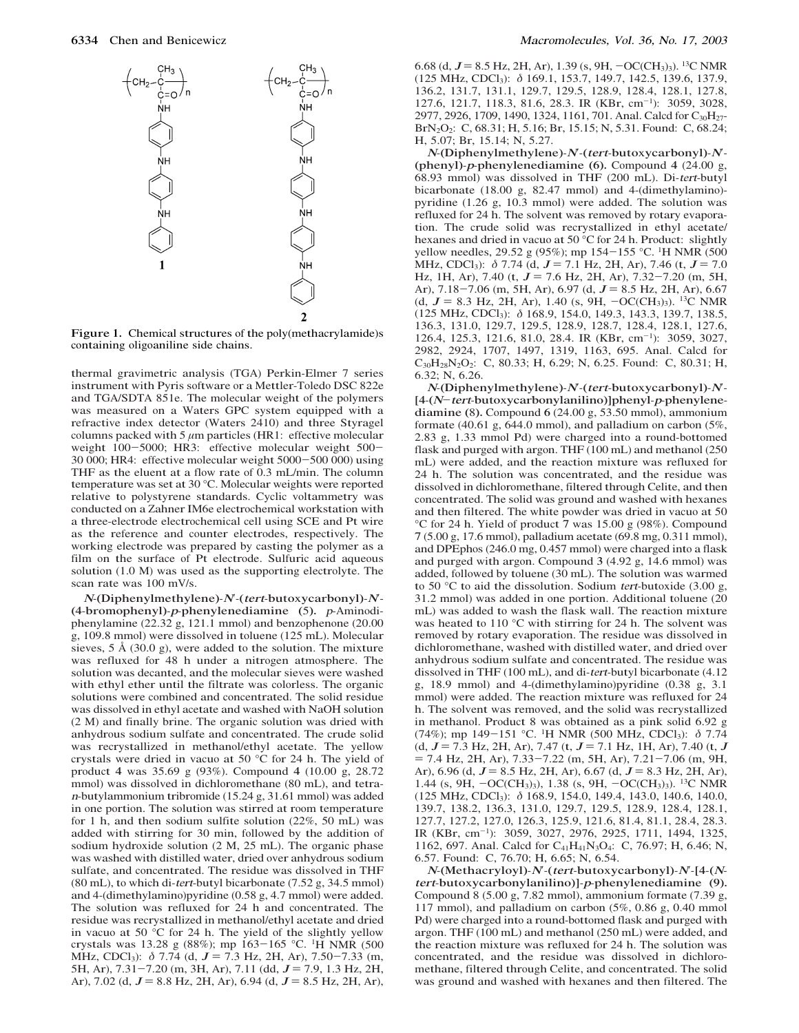**Figure 1.** Chemical structures of the poly(methacrylamide)s containing oligoaniline side chains.

thermal gravimetric analysis (TGA) Perkin-Elmer 7 series instrument with Pyris software or a Mettler-Toledo DSC 822e and TGA/SDTA 851e. The molecular weight of the polymers was measured on a Waters GPC system equipped with a refractive index detector (Waters 2410) and three Styragel columns packed with 5 μm particles (HR1: effective molecular weight 100−5000; HR3: effective molecular weight 500−30 000; HR4: effective molecular weight 5000−500 000) using THF as the eluent at a flow rate of 0.3 mL/min. The column temperature was set at 30 °C. Molecular weights were reported relative to polystyrene standards. Cyclic voltammetry was conducted on a Zahner IM6e electrochemical workstation with a three-electrode electrochemical cell using SCE and Pt wire as the reference and counter electrodes, respectively. The working electrode was prepared by casting the polymer as a film on the surface of Pt electrode. Sulfuric acid aqueous solution (1.0 M) was used as the supporting electrolyte. The scan rate was 100 mV/s.

***N*-(Diphenylmethylene)-*N'*-(*tert*-butoxycarbonyl)-*N'*-(4-bromophenyl)-*p*-phenylenediamine (5).** *p*-Aminodiphenylamine (22.32 g, 121.1 mmol) and benzophenone (20.00 g, 109.8 mmol) were dissolved in toluene (125 mL). Molecular sieves, 5 Å (30.0 g), were added to the solution. The mixture was refluxed for 48 h under a nitrogen atmosphere. The solution was decanted, and the molecular sieves were washed with ethyl ether until the filtrate was colorless. The organic solutions were combined and concentrated. The solid residue was dissolved in ethyl acetate and washed with NaOH solution (2 M) and finally brine. The organic solution was dried with anhydrous sodium sulfate and concentrated. The crude solid was recrystallized in methanol/ethyl acetate. The yellow crystals were dried in vacuo at 50 °C for 24 h. The yield of product **4** was 35.69 g (93%). Compound **4** (10.00 g, 28.72 mmol) was dissolved in dichloromethane (80 mL), and tetra-*n*-butylammonium tribromide (15.24 g, 31.61 mmol) was added in one portion. The solution was stirred at room temperature for 1 h, and then sodium sulfite solution (22%, 50 mL) was added with stirring for 30 min, followed by the addition of sodium hydroxide solution (2 M, 25 mL). The organic phase was washed with distilled water, dried over anhydrous sodium sulfate, and concentrated. The residue was dissolved in THF (80 mL), to which di-*tert*-butyl bicarbonate (7.52 g, 34.5 mmol) and 4-(dimethylamino)pyridine (0.58 g, 4.7 mmol) were added. The solution was refluxed for 24 h and concentrated. The residue was recrystallized in methanol/ethyl acetate and dried in vacuo at 50 °C for 24 h. The yield of the slightly yellow crystals was 13.28 g (88%); mp 163−165 °C. $^1$H NMR (500 MHz, $CDCl_3$): δ 7.74 (d, *J* = 7.3 Hz, 2H, Ar), 7.50−7.33 (m, 5H, Ar), 7.31−7.20 (m, 3H, Ar), 7.11 (dd, *J* = 7.9, 1.3 Hz, 2H, Ar), 7.02 (d, *J* = 8.8 Hz, 2H, Ar), 6.94 (d, *J* = 8.5 Hz, 2H, Ar), 6.68 (d, *J* = 8.5 Hz, 2H, Ar), 1.39 (s, 9H, $-OC(CH_3)_3$). $^{13}$C NMR (125 MHz, $CDCl_3$): δ 169.1, 153.7, 149.7, 142.5, 139.6, 137.9, 136.2, 131.7, 131.1, 129.7, 129.5, 128.9, 128.4, 128.1, 127.8, 127.6, 121.7, 118.3, 81.6, 28.3. IR (KBr, cm$^{-1}$): 3059, 3028, 2977, 2926, 1709, 1490, 1324, 1161, 701. Anal. Calcd for $C_{30}H_{27}BrN_2O_2$: C, 68.31; H, 5.16; Br, 15.15; N, 5.31. Found: C, 68.24; H, 5.07; Br, 15.14; N, 5.27.

***N*-(Diphenylmethylene)-*N'*-(*tert*-butoxycarbonyl)-*N'*-(phenyl)-*p*-phenylenediamine (6).** Compound **4** (24.00 g, 68.93 mmol) was dissolved in THF (200 mL). Di-*tert*-butyl bicarbonate (18.00 g, 82.47 mmol) and 4-(dimethylamino)pyridine (1.26 g, 10.3 mmol) were added. The solution was refluxed for 24 h. The solvent was removed by rotary evaporation. The crude solid was recrystallized in ethyl acetate/hexanes and dried in vacuo at 50 °C for 24 h. Product: slightly yellow needles, 29.52 g (95%); mp 154−155 °C. $^1$H NMR (500 MHz, $CDCl_3$): δ 7.74 (d, *J* = 7.1 Hz, 2H, Ar), 7.46 (t, *J* = 7.0 Hz, 1H, Ar), 7.40 (t, *J* = 7.6 Hz, 2H, Ar), 7.32−7.20 (m, 5H, Ar), 7.18−7.06 (m, 5H, Ar), 6.97 (d, *J* = 8.5 Hz, 2H, Ar), 6.67 (d, *J* = 8.3 Hz, 2H, Ar), 1.40 (s, 9H, $-OC(CH_3)_3$). $^{13}$C NMR (125 MHz, $CDCl_3$): δ 168.9, 154.0, 149.3, 143.3, 139.7, 138.5, 136.3, 131.0, 129.7, 129.5, 128.9, 128.7, 128.4, 128.1, 127.6, 126.4, 125.3, 121.6, 81.0, 28.4. IR (KBr, cm$^{-1}$): 3059, 3027, 2982, 2924, 1707, 1497, 1319, 1163, 695. Anal. Calcd for $C_{30}H_{28}N_2O_2$: C, 80.33; H, 6.29; N, 6.25. Found: C, 80.31; H, 6.32; N, 6.26.

***N*-(Diphenylmethylene)-*N'*-(*tert*-butoxycarbonyl)-*N'*-[4-(*N*−*tert*-butoxycarbonylanilino)]phenyl-*p*-phenylenediamine (8).** Compound **6** (24.00 g, 53.50 mmol), ammonium formate (40.61 g, 644.0 mmol), and palladium on carbon (5%, 2.83 g, 1.33 mmol Pd) were charged into a round-bottomed flask and purged with argon. THF (100 mL) and methanol (250 mL) were added, and the reaction mixture was refluxed for 24 h. The solution was concentrated, and the residue was dissolved in dichloromethane, filtered through Celite, and then concentrated. The solid was ground and washed with hexanes and then filtered. The white powder was dried in vacuo at 50 °C for 24 h. Yield of product **7** was 15.00 g (98%). Compound **7** (5.00 g, 17.6 mmol), palladium acetate (69.8 mg, 0.311 mmol), and DPEphos (246.0 mg, 0.457 mmol) were charged into a flask and purged with argon. Compound **3** (4.92 g, 14.6 mmol) was added, followed by toluene (30 mL). The solution was warmed to 50 °C to aid the dissolution. Sodium *tert*-butoxide (3.00 g, 31.2 mmol) was added in one portion. Additional toluene (20 mL) was added to wash the flask wall. The reaction mixture was heated to 110 °C with stirring for 24 h. The solvent was removed by rotary evaporation. The residue was dissolved in dichloromethane, washed with distilled water, and dried over anhydrous sodium sulfate and concentrated. The residue was dissolved in THF (100 mL), and di-*tert*-butyl bicarbonate (4.12 g, 18.9 mmol) and 4-(dimethylamino)pyridine (0.38 g, 3.1 mmol) were added. The reaction mixture was refluxed for 24 h. The solvent was removed, and the solid was recrystallized in methanol. Product **8** was obtained as a pink solid 6.92 g (74%); mp 149−151 °C. $^1$H NMR (500 MHz, $CDCl_3$): δ 7.74 (d, *J* = 7.3 Hz, 2H, Ar), 7.47 (t, *J* = 7.1 Hz, 1H, Ar), 7.40 (t, *J* = 7.4 Hz, 2H, Ar), 7.33−7.22 (m, 5H, Ar), 7.21−7.06 (m, 9H, Ar), 6.96 (d, *J* = 8.5 Hz, 2H, Ar), 6.67 (d, *J* = 8.3 Hz, 2H, Ar), 1.44 (s, 9H, $-OC(CH_3)_3$), 1.38 (s, 9H, $-OC(CH_3)_3$). $^{13}$C NMR (125 MHz, $CDCl_3$): δ 168.9, 154.0, 149.4, 143.0, 140.6, 140.0, 139.7, 138.2, 136.3, 131.0, 129.7, 129.5, 128.9, 128.4, 128.1, 127.7, 127.2, 127.0, 126.3, 125.9, 121.6, 81.4, 81.1, 28.4, 28.3. IR (KBr, cm$^{-1}$): 3059, 3027, 2976, 2925, 1711, 1494, 1325, 1162, 697. Anal. Calcd for $C_{41}H_{41}N_3O_4$: C, 76.97; H, 6.46; N, 6.57. Found: C, 76.70; H, 6.65; N, 6.54.

***N*-(Methacryloyl)-*N'*-(*tert*-butoxycarbonyl)-*N'*-[4-(*N*-*tert*-butoxycarbonylanilino)]-*p*-phenylenediamine (9).** Compound **8** (5.00 g, 7.82 mmol), ammonium formate (7.39 g, 117 mmol), and palladium on carbon (5%, 0.86 g, 0.40 mmol Pd) were charged into a round-bottomed flask and purged with argon. THF (100 mL) and methanol (250 mL) were added, and the reaction mixture was refluxed for 24 h. The solution was concentrated, and the residue was dissolved in dichloromethane, filtered through Celite, and concentrated. The solid was ground and washed with hexanes and then filtered. The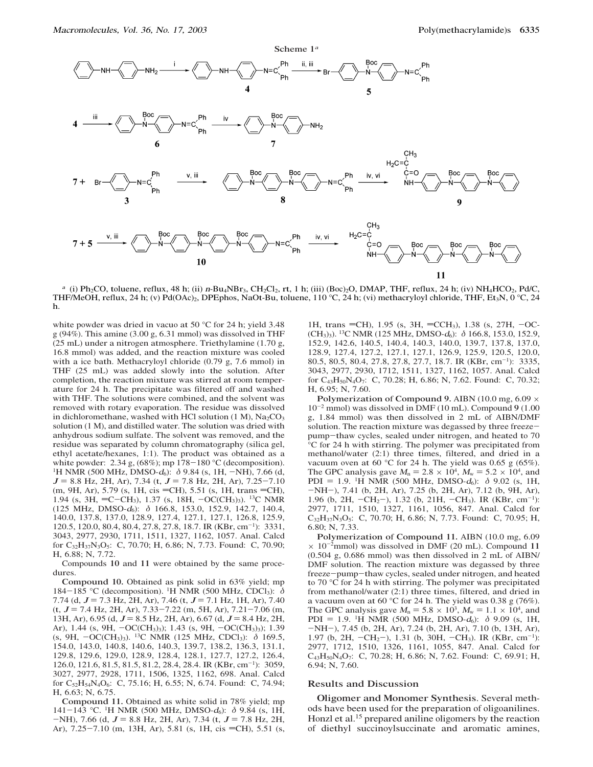Scheme 1[a]

[a] (i) $Ph_2CO$, toluene, reflux, 48 h; (ii) $n$-$Bu_4NBr_3$, $CH_2Cl_2$, rt, 1 h; (iii) $(Boc)_2O$, DMAP, THF, reflux, 24 h; (iv) $NH_4HCO_2$, Pd/C, THF/MeOH, reflux, 24 h; (v) $Pd(OAc)_2$, DPEphos, NaOt-Bu, toluene, 110 °C, 24 h; (vi) methacryloyl chloride, THF, $Et_3N$, 0 °C, 24 h.

white powder was dried in vacuo at 50 °C for 24 h; yield 3.48 g (94%). This amine (3.00 g, 6.31 mmol) was dissolved in THF (25 mL) under a nitrogen atmosphere. Triethylamine (1.70 g, 16.8 mmol) was added, and the reaction mixture was cooled with a ice bath. Methacryloyl chloride (0.79 g, 7.6 mmol) in THF (25 mL) was added slowly into the solution. After completion, the reaction mixture was stirred at room temperature for 24 h. The precipitate was filtered off and washed with THF. The solutions were combined, and the solvent was removed with rotary evaporation. The residue was dissolved in dichloromethane, washed with HCl solution (1 M), $Na_2CO_3$ solution (1 M), and distilled water. The solution was dried with anhydrous sodium sulfate. The solvent was removed, and the residue was separated by column chromatography (silica gel, ethyl acetate/hexanes, 1:1). The product was obtained as a white powder: 2.34 g, (68%); mp 178–180 °C (decomposition). $^1$H NMR (500 MHz, DMSO-$d_6$): $\delta$ 9.84 (s, 1H, –NH), 7.66 (d, $J$ = 8.8 Hz, 2H, Ar), 7.34 (t, $J$ = 7.8 Hz, 2H, Ar), 7.25–7.10 (m, 9H, Ar), 5.79 (s, 1H, cis =CH), 5.51 (s, 1H, trans =CH), 1.94 (s, 3H, =C–$CH_3$), 1.37 (s, 18H, –$OC(CH_3)_3$). $^{13}$C NMR (125 MHz, DMSO-$d_6$): $\delta$ 166.8, 153.0, 152.9, 142.7, 140.4, 140.0, 137.8, 137.0, 128.9, 127.4, 127.2, 127.1, 127.1, 126.8, 125.9, 120.5, 120.0, 80.4, 80.4, 27.8, 27.8, 18.7. IR (KBr, cm$^{-1}$): 3331, 3043, 2977, 2930, 1711, 1511, 1327, 1162, 1057. Anal. Calcd for $C_{32}H_{37}N_3O_5$: C, 70.70; H, 6.86; N, 7.73. Found: C, 70.90; H, 6.88; N, 7.72.

Compounds **10** and **11** were obtained by the same procedures.

**Compound 10.** Obtained as pink solid in 63% yield; mp 184–185 °C (decomposition). $^1$H NMR (500 MHz, $CDCl_3$): $\delta$ 7.74 (d, $J$ = 7.3 Hz, 2H, Ar), 7.46 (t, $J$ = 7.1 Hz, 1H, Ar), 7.40 (t, $J$ = 7.4 Hz, 2H, Ar), 7.33–7.22 (m, 5H, Ar), 7.21–7.06 (m, 13H, Ar), 6.95 (d, $J$ = 8.5 Hz, 2H, Ar), 6.67 (d, $J$ = 8.4 Hz, 2H, Ar), 1.44 (s, 9H, –$OC(CH_3)_3$); 1.43 (s, 9H, –$OC(CH_3)_3$); 1.39 (s, 9H, –$OC(CH_3)_3$). $^{13}$C NMR (125 MHz, $CDCl_3$): $\delta$ 169.5, 154.0, 143.0, 140.8, 140.6, 140.3, 139.7, 138.2, 136.3, 131.1, 129.8, 129.6, 129.0, 128.9, 128.4, 128.1, 127.7, 127.2, 126.4, 126.0, 121.6, 81.5, 81.5, 81.2, 28.4, 28.4. IR (KBr, cm$^{-1}$): 3059, 3027, 2977, 2928, 1711, 1506, 1325, 1162, 698. Anal. Calcd for $C_{52}H_{54}N_4O_6$: C, 75.16; H, 6.55; N, 6.74. Found: C, 74.94; H, 6.63; N, 6.75.

**Compound 11.** Obtained as white solid in 78% yield; mp 141–143 °C. $^1$H NMR (500 MHz, DMSO-$d_6$): $\delta$ 9.84 (s, 1H, –NH), 7.66 (d, $J$ = 8.8 Hz, 2H, Ar), 7.34 (t, $J$ = 7.8 Hz, 2H, Ar), 7.25–7.10 (m, 13H, Ar), 5.81 (s, 1H, cis =CH), 5.51 (s, 1H, trans =CH), 1.95 (s, 3H, =$CCH_3$), 1.38 (s, 27H, –$OC(CH_3)_3$). $^{13}$C NMR (125 MHz, DMSO-$d_6$): $\delta$ 166.8, 153.0, 152.9, 152.9, 142.6, 140.5, 140.4, 140.3, 140.0, 139.7, 137.8, 137.0, 128.9, 127.4, 127.2, 127.1, 127.1, 126.9, 125.9, 120.5, 120.0, 80.5, 80.5, 80.4, 27.8, 27.8, 27.7, 18.7. IR (KBr, cm$^{-1}$): 3335, 3043, 2977, 2930, 1712, 1511, 1327, 1162, 1057. Anal. Calcd for $C_{43}H_{50}N_4O_7$: C, 70.28; H, 6.86; N, 7.62. Found: C, 70.32; H, 6.95; N, 7.60.

**Polymerization of Compound 9.** AIBN (10.0 mg, 6.09 × $10^{-2}$ mmol) was dissolved in DMF (10 mL). Compound **9** (1.00 g, 1.84 mmol) was then dissolved in 2 mL of AIBN/DMF solution. The reaction mixture was degassed by three freeze–pump–thaw cycles, sealed under nitrogen, and heated to 70 °C for 24 h with stirring. The polymer was precipitated from methanol/water (2:1) three times, filtered, and dried in a vacuum oven at 60 °C for 24 h. The yield was 0.65 g (65%). The GPC analysis gave $M_n$ = 2.8 × $10^4$, $M_w$ = 5.2 × $10^4$, and PDI = 1.9. $^1$H NMR (500 MHz, DMSO-$d_6$): $\delta$ 9.02 (s, 1H, –NH–), 7.41 (b, 2H, Ar), 7.25 (b, 2H, Ar), 7.12 (b, 9H, Ar), 1.96 (b, 2H, –$CH_2$–), 1.32 (b, 21H, –$CH_3$). IR (KBr, cm$^{-1}$): 2977, 1711, 1510, 1327, 1161, 1056, 847. Anal. Calcd for $C_{32}H_{37}N_3O_5$: C, 70.70; H, 6.86; N, 7.73. Found: C, 70.95; H, 6.80; N, 7.33.

**Polymerization of Compound 11.** AIBN (10.0 mg, 6.09 × $10^{-2}$mmol) was dissolved in DMF (20 mL). Compound **11** (0.504 g, 0.686 mmol) was then dissolved in 2 mL of AIBN/DMF solution. The reaction mixture was degassed by three freeze–pump–thaw cycles, sealed under nitrogen, and heated to 70 °C for 24 h with stirring. The polymer was precipitated from methanol/water (2:1) three times, filtered, and dried in a vacuum oven at 60 °C for 24 h. The yield was 0.38 g (76%). The GPC analysis gave $M_n$ = 5.8 × $10^3$, $M_w$ = 1.1 × $10^4$, and PDI = 1.9. $^1$H NMR (500 MHz, DMSO-$d_6$): $\delta$ 9.09 (s, 1H, –NH–), 7.45 (b, 2H, Ar), 7.24 (b, 2H, Ar), 7.10 (b, 13H, Ar), 1.97 (b, 2H, –$CH_2$–), 1.31 (b, 30H, –$CH_3$). IR (KBr, cm$^{-1}$): 2977, 1712, 1510, 1326, 1161, 1055, 847. Anal. Calcd for $C_{43}H_{50}N_4O_7$: C, 70.28; H, 6.86; N, 7.62. Found: C, 69.91; H, 6.94; N, 7.60.

## Results and Discussion

**Oligomer and Monomer Synthesis**. Several methods have been used for the preparation of oligoanilines. Honzl et al.[15] prepared aniline oligomers by the reaction of diethyl succinoylsuccinate and aromatic amines,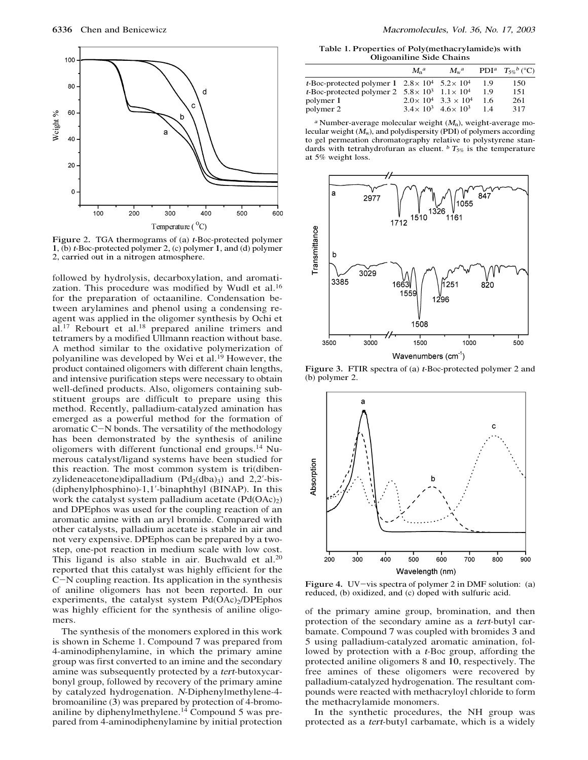Figure 2. TGA thermograms of (a) *t*-Boc-protected polymer **1**, (b) *t*-Boc-protected polymer 2, (c) polymer **1**, and (d) polymer 2, carried out in a nitrogen atmosphere.

followed by hydrolysis, decarboxylation, and aromatization. This procedure was modified by Wudl et al.[16] for the preparation of octaaniline. Condensation between arylamines and phenol using a condensing reagent was applied in the oligomer synthesis by Ochi et al.[17] Rebourt et al.[18] prepared aniline trimers and tetramers by a modified Ullmann reaction without base. A method similar to the oxidative polymerization of polyaniline was developed by Wei et al.[19] However, the product contained oligomers with different chain lengths, and intensive purification steps were necessary to obtain well-defined products. Also, oligomers containing substituent groups are difficult to prepare using this method. Recently, palladium-catalyzed amination has emerged as a powerful method for the formation of aromatic C−N bonds. The versatility of the methodology has been demonstrated by the synthesis of aniline oligomers with different functional end groups.[14] Numerous catalyst/ligand systems have been studied for this reaction. The most common system is tri(dibenzylideneacetone)dipalladium ($Pd_2(dba)_3$) and 2,2′-bis(diphenylphosphino)-1,1′-binaphthyl (BINAP). In this work the catalyst system palladium acetate ($Pd(OAc)_2$) and DPEphos was used for the coupling reaction of an aromatic amine with an aryl bromide. Compared with other catalysts, palladium acetate is stable in air and not very expensive. DPEphos can be prepared by a two-step, one-pot reaction in medium scale with low cost. This ligand is also stable in air. Buchwald et al.[20] reported that this catalyst was highly efficient for the C−N coupling reaction. Its application in the synthesis of aniline oligomers has not been reported. In our experiments, the catalyst system $Pd(OAc)_2$/DPEphos was highly efficient for the synthesis of aniline oligomers.

The synthesis of the monomers explored in this work is shown in Scheme 1. Compound 7 was prepared from 4-aminodiphenylamine, in which the primary amine group was first converted to an imine and the secondary amine was subsequently protected by a *tert*-butoxycarbonyl group, followed by recovery of the primary amine by catalyzed hydrogenation. *N*-Diphenylmethylene-4-bromoaniline (**3**) was prepared by protection of 4-bromoaniline by diphenylmethylene.[14] Compound 5 was prepared from 4-aminodiphenylamine by initial protection of the primary amine group, bromination, and then protection of the secondary amine as a *tert*-butyl carbamate. Compound 7 was coupled with bromides **3** and 5 using palladium-catalyzed aromatic amination, followed by protection with a *t*-Boc group, affording the protected aniline oligomers 8 and **10**, respectively. The free amines of these oligomers were recovered by palladium-catalyzed hydrogenation. The resultant compounds were reacted with methacryloyl chloride to form the methacrylamide monomers.

In the synthetic procedures, the NH group was protected as a *tert*-butyl carbamate, which is a widely

**Table 1. Properties of Poly(methacrylamide)s with Oligoaniline Side Chains**

| | $M_n$[a] | $M_w$[a] | PDI[a] | $T_{5\%}$[b] (°C) |
|---|---|---|---|---|
| *t*-Boc-protected polymer **1** | $2.8\times 10^4$ | $5.2\times 10^4$ | 1.9 | 150 |
| *t*-Boc-protected polymer 2 | $5.8\times 10^3$ | $1.1\times 10^4$ | 1.9 | 151 |
| polymer **1** | $2.0\times 10^4$ | $3.3\times 10^4$ | 1.6 | 261 |
| polymer 2 | $3.4\times 10^3$ | $4.6\times 10^3$ | 1.4 | 317 |

[a] Number-average molecular weight ($M_n$), weight-average molecular weight ($M_w$), and polydispersity (PDI) of polymers according to gel permeation chromatography relative to polystyrene standards with tetrahydrofuran as eluent. [b] $T_{5\%}$ is the temperature at 5% weight loss.

Figure 3. FTIR spectra of (a) *t*-Boc-protected polymer 2 and (b) polymer 2.

Figure 4. UV−vis spectra of polymer 2 in DMF solution: (a) reduced, (b) oxidized, and (c) doped with sulfuric acid.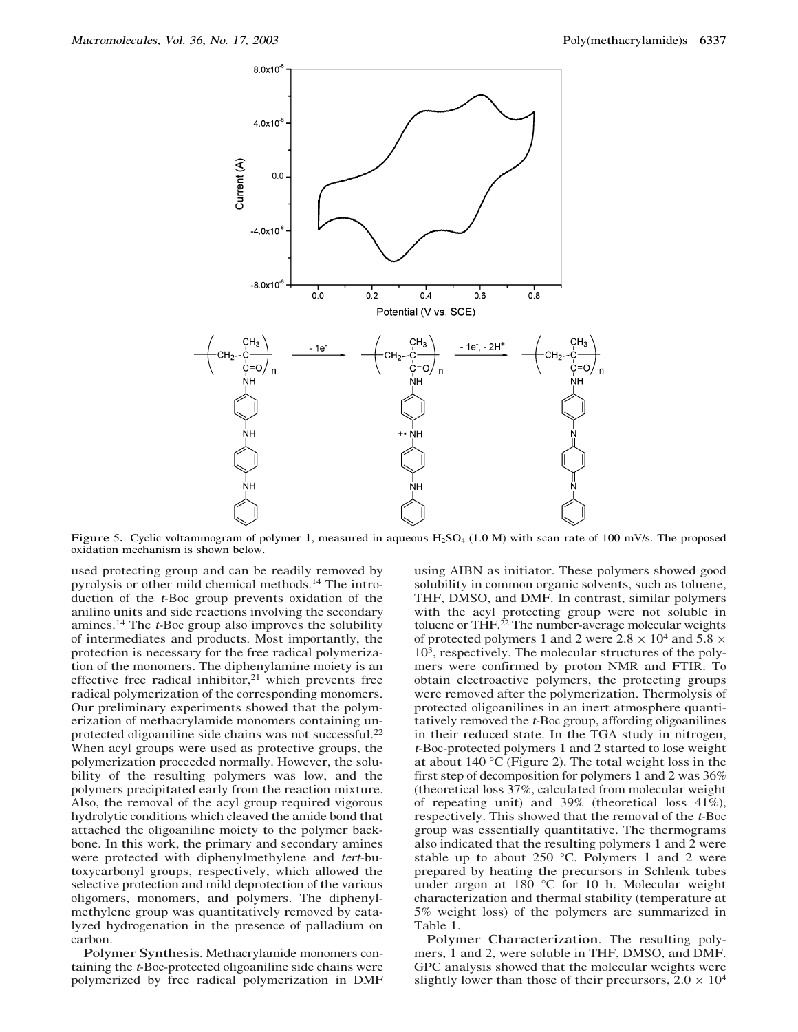**Figure 5.** Cyclic voltammogram of polymer **1**, measured in aqueous $H_2SO_4$ (1.0 M) with scan rate of 100 mV/s. The proposed oxidation mechanism is shown below.

used protecting group and can be readily removed by pyrolysis or other mild chemical methods.[14] The introduction of the *t*-Boc group prevents oxidation of the anilino units and side reactions involving the secondary amines.[14] The *t*-Boc group also improves the solubility of intermediates and products. Most importantly, the protection is necessary for the free radical polymerization of the monomers. The diphenylamine moiety is an effective free radical inhibitor,[21] which prevents free radical polymerization of the corresponding monomers. Our preliminary experiments showed that the polymerization of methacrylamide monomers containing unprotected oligoaniline side chains was not successful.[22] When acyl groups were used as protective groups, the polymerization proceeded normally. However, the solubility of the resulting polymers was low, and the polymers precipitated early from the reaction mixture. Also, the removal of the acyl group required vigorous hydrolytic conditions which cleaved the amide bond that attached the oligoaniline moiety to the polymer backbone. In this work, the primary and secondary amines were protected with diphenylmethylene and *tert*-butoxycarbonyl groups, respectively, which allowed the selective protection and mild deprotection of the various oligomers, monomers, and polymers. The diphenylmethylene group was quantitatively removed by catalyzed hydrogenation in the presence of palladium on carbon.

**Polymer Synthesis**. Methacrylamide monomers containing the *t*-Boc-protected oligoaniline side chains were polymerized by free radical polymerization in DMF using AIBN as initiator. These polymers showed good solubility in common organic solvents, such as toluene, THF, DMSO, and DMF. In contrast, similar polymers with the acyl protecting group were not soluble in toluene or THF.[22] The number-average molecular weights of protected polymers **1** and **2** were $2.8 \times 10^4$ and $5.8 \times 10^3$, respectively. The molecular structures of the polymers were confirmed by proton NMR and FTIR. To obtain electroactive polymers, the protecting groups were removed after the polymerization. Thermolysis of protected oligoanilines in an inert atmosphere quantitatively removed the *t*-Boc group, affording oligoanilines in their reduced state. In the TGA study in nitrogen, *t*-Boc-protected polymers **1** and **2** started to lose weight at about 140 °C (Figure 2). The total weight loss in the first step of decomposition for polymers **1** and **2** was 36% (theoretical loss 37%, calculated from molecular weight of repeating unit) and 39% (theoretical loss 41%), respectively. This showed that the removal of the *t*-Boc group was essentially quantitative. The thermograms also indicated that the resulting polymers **1** and **2** were stable up to about 250 °C. Polymers **1** and **2** were prepared by heating the precursors in Schlenk tubes under argon at 180 °C for 10 h. Molecular weight characterization and thermal stability (temperature at 5% weight loss) of the polymers are summarized in Table 1.

**Polymer Characterization**. The resulting polymers, **1** and **2**, were soluble in THF, DMSO, and DMF. GPC analysis showed that the molecular weights were slightly lower than those of their precursors, $2.0 \times 10^4$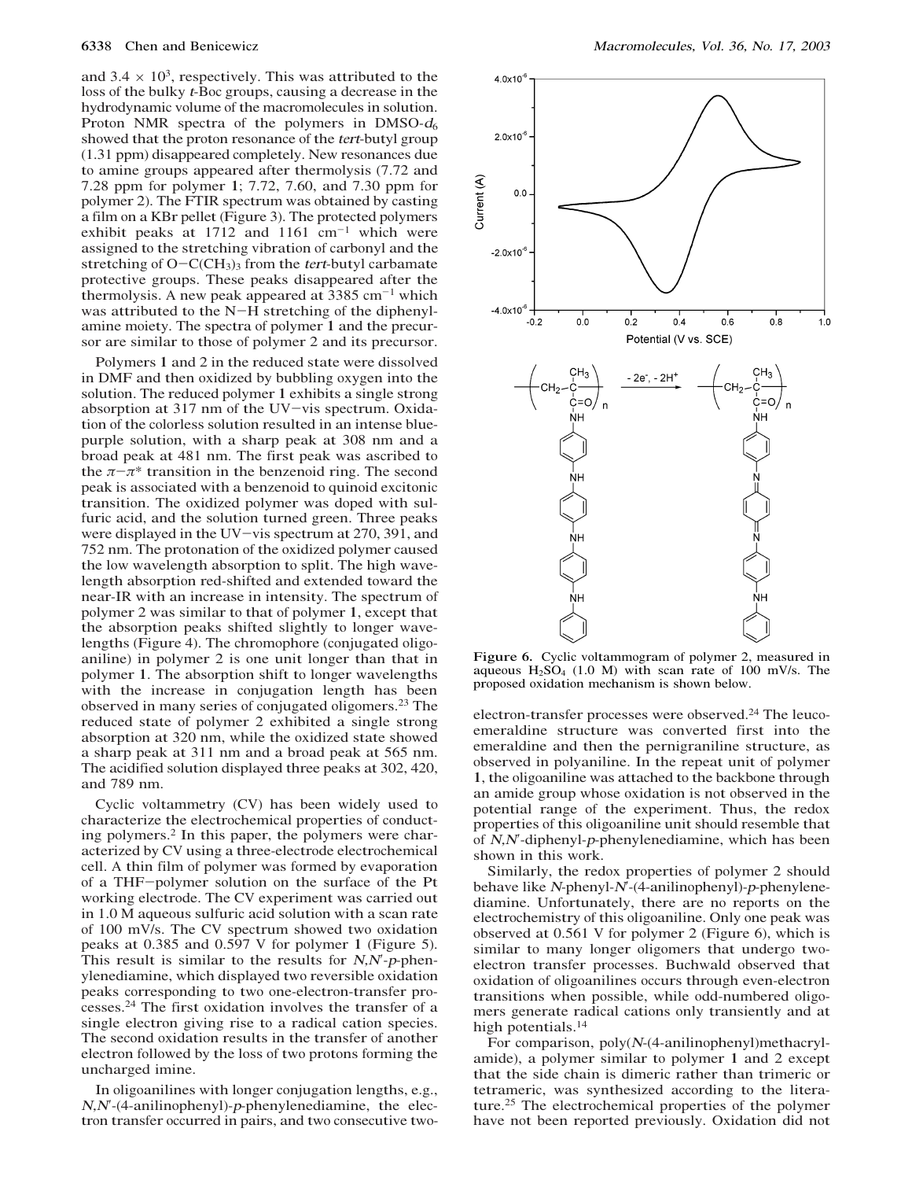and $3.4 \times 10^3$, respectively. This was attributed to the loss of the bulky *t*-Boc groups, causing a decrease in the hydrodynamic volume of the macromolecules in solution. Proton NMR spectra of the polymers in DMSO-$d_6$ showed that the proton resonance of the *tert*-butyl group (1.31 ppm) disappeared completely. New resonances due to amine groups appeared after thermolysis (7.72 and 7.28 ppm for polymer **1**; 7.72, 7.60, and 7.30 ppm for polymer 2). The FTIR spectrum was obtained by casting a film on a KBr pellet (Figure 3). The protected polymers exhibit peaks at 1712 and 1161 $cm^{-1}$ which were assigned to the stretching vibration of carbonyl and the stretching of O−C($CH_3$)$_3$ from the *tert*-butyl carbamate protective groups. These peaks disappeared after the thermolysis. A new peak appeared at 3385 $cm^{-1}$ which was attributed to the N−H stretching of the diphenylamine moiety. The spectra of polymer **1** and the precursor are similar to those of polymer 2 and its precursor.

Polymers **1** and 2 in the reduced state were dissolved in DMF and then oxidized by bubbling oxygen into the solution. The reduced polymer **1** exhibits a single strong absorption at 317 nm of the UV−vis spectrum. Oxidation of the colorless solution resulted in an intense blue-purple solution, with a sharp peak at 308 nm and a broad peak at 481 nm. The first peak was ascribed to the $\pi-\pi^*$ transition in the benzenoid ring. The second peak is associated with a benzenoid to quinoid excitonic transition. The oxidized polymer was doped with sulfuric acid, and the solution turned green. Three peaks were displayed in the UV−vis spectrum at 270, 391, and 752 nm. The protonation of the oxidized polymer caused the low wavelength absorption to split. The high wavelength absorption red-shifted and extended toward the near-IR with an increase in intensity. The spectrum of polymer 2 was similar to that of polymer **1**, except that the absorption peaks shifted slightly to longer wavelengths (Figure 4). The chromophore (conjugated oligoaniline) in polymer 2 is one unit longer than that in polymer **1**. The absorption shift to longer wavelengths with the increase in conjugation length has been observed in many series of conjugated oligomers.[23] The reduced state of polymer 2 exhibited a single strong absorption at 320 nm, while the oxidized state showed a sharp peak at 311 nm and a broad peak at 565 nm. The acidified solution displayed three peaks at 302, 420, and 789 nm.

Cyclic voltammetry (CV) has been widely used to characterize the electrochemical properties of conducting polymers.[2] In this paper, the polymers were characterized by CV using a three-electrode electrochemical cell. A thin film of polymer was formed by evaporation of a THF−polymer solution on the surface of the Pt working electrode. The CV experiment was carried out in 1.0 M aqueous sulfuric acid solution with a scan rate of 100 mV/s. The CV spectrum showed two oxidation peaks at 0.385 and 0.597 V for polymer **1** (Figure 5). This result is similar to the results for *N,N'*-*p*-phenylenediamine, which displayed two reversible oxidation peaks corresponding to two one-electron-transfer processes.[24] The first oxidation involves the transfer of a single electron giving rise to a radical cation species. The second oxidation results in the transfer of another electron followed by the loss of two protons forming the uncharged imine.

In oligoanilines with longer conjugation lengths, e.g., *N,N'*-(4-anilinophenyl)-*p*-phenylenediamine, the electron transfer occurred in pairs, and two consecutive two-electron-transfer processes were observed.[24] The leucoemeraldine structure was converted first into the emeraldine and then the pernigraniline structure, as observed in polyaniline. In the repeat unit of polymer **1**, the oligoaniline was attached to the backbone through an amide group whose oxidation is not observed in the potential range of the experiment. Thus, the redox properties of this oligoaniline unit should resemble that of *N,N'*-diphenyl-*p*-phenylenediamine, which has been shown in this work.

Similarly, the redox properties of polymer 2 should behave like *N*-phenyl-*N'*-(4-anilinophenyl)-*p*-phenylenediamine. Unfortunately, there are no reports on the electrochemistry of this oligoaniline. Only one peak was observed at 0.561 V for polymer 2 (Figure 6), which is similar to many longer oligomers that undergo two-electron transfer processes. Buchwald observed that oxidation of oligoanilines occurs through even-electron transitions when possible, while odd-numbered oligomers generate radical cations only transiently and at high potentials.[14]

For comparison, poly(*N*-(4-anilinophenyl)methacrylamide), a polymer similar to polymer **1** and 2 except that the side chain is dimeric rather than trimeric or tetrameric, was synthesized according to the literature.[25] The electrochemical properties of the polymer have not been reported previously. Oxidation did not

**Figure 6.** Cyclic voltammogram of polymer 2, measured in aqueous $H_2SO_4$ (1.0 M) with scan rate of 100 mV/s. The proposed oxidation mechanism is shown below.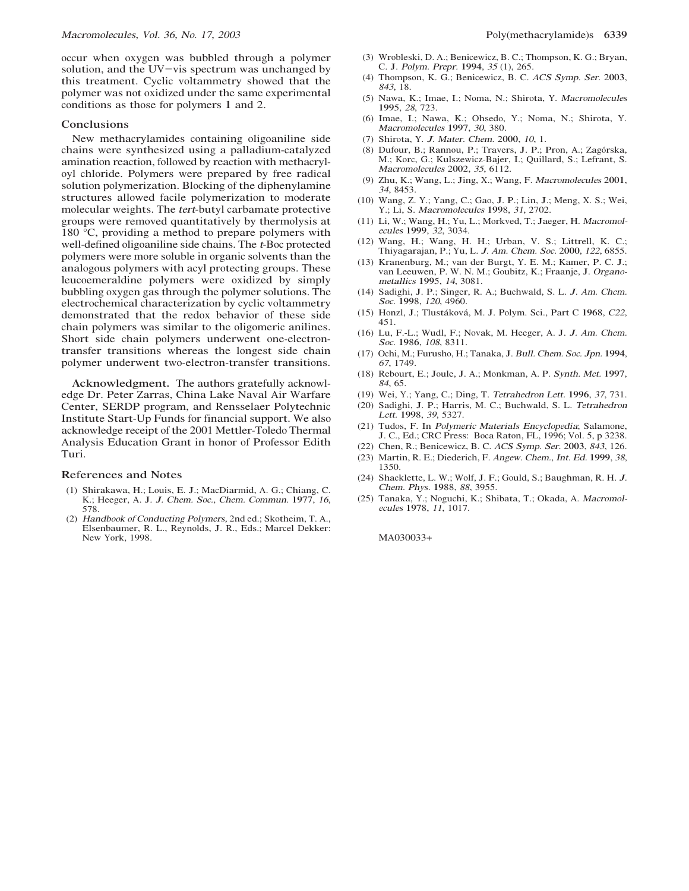occur when oxygen was bubbled through a polymer solution, and the UV−vis spectrum was unchanged by this treatment. Cyclic voltammetry showed that the polymer was not oxidized under the same experimental conditions as those for polymers 1 and 2.

## Conclusions

New methacrylamides containing oligoaniline side chains were synthesized using a palladium-catalyzed amination reaction, followed by reaction with methacryloyl chloride. Polymers were prepared by free radical solution polymerization. Blocking of the diphenylamine structures allowed facile polymerization to moderate molecular weights. The *tert*-butyl carbamate protective groups were removed quantitatively by thermolysis at 180 °C, providing a method to prepare polymers with well-defined oligoaniline side chains. The *t*-Boc protected polymers were more soluble in organic solvents than the analogous polymers with acyl protecting groups. These leucoemeraldine polymers were oxidized by simply bubbling oxygen gas through the polymer solutions. The electrochemical characterization by cyclic voltammetry demonstrated that the redox behavior of these side chain polymers was similar to the oligomeric anilines. Short side chain polymers underwent one-electron-transfer transitions whereas the longest side chain polymer underwent two-electron-transfer transitions.

**Acknowledgment.** The authors gratefully acknowledge Dr. Peter Zarras, China Lake Naval Air Warfare Center, SERDP program, and Rensselaer Polytechnic Institute Start-Up Funds for financial support. We also acknowledge receipt of the 2001 Mettler-Toledo Thermal Analysis Education Grant in honor of Professor Edith Turi.

## References and Notes

(1) Shirakawa, H.; Louis, E. J.; MacDiarmid, A. G.; Chiang, C. K.; Heeger, A. J. *J. Chem. Soc., Chem. Commun.* **1977**, *16*, 578.
(2) *Handbook of Conducting Polymers*, 2nd ed.; Skotheim, T. A., Elsenbaumer, R. L., Reynolds, J. R., Eds.; Marcel Dekker: New York, 1998.
(3) Wrobleski, D. A.; Benicewicz, B. C.; Thompson, K. G.; Bryan, C. J. *Polym. Prepr.* **1994**, *35* (1), 265.
(4) Thompson, K. G.; Benicewicz, B. C. *ACS Symp. Ser.* **2003**, *843*, 18.
(5) Nawa, K.; Imae, I.; Noma, N.; Shirota, Y. *Macromolecules* **1995**, *28*, 723.
(6) Imae, I.; Nawa, K.; Ohsedo, Y.; Noma, N.; Shirota, Y. *Macromolecules* **1997**, *30*, 380.
(7) Shirota, Y. *J. Mater. Chem.* **2000**, *10*, 1.
(8) Dufour, B.; Rannou, P.; Travers, J. P.; Pron, A.; Zagórska, M.; Korc, G.; Kulszewicz-Bajer, I.; Quillard, S.; Lefrant, S. *Macromolecules* **2002**, *35*, 6112.
(9) Zhu, K.; Wang, L.; Jing, X.; Wang, F. *Macromolecules* **2001**, *34*, 8453.
(10) Wang, Z. Y.; Yang, C.; Gao, J. P.; Lin, J.; Meng, X. S.; Wei, Y.; Li, S. *Macromolecules* **1998**, *31*, 2702.
(11) Li, W.; Wang, H.; Yu, L.; Morkved, T.; Jaeger, H. *Macromolecules* **1999**, *32*, 3034.
(12) Wang, H.; Wang, H. H.; Urban, V. S.; Littrell, K. C.; Thiyagarajan, P.; Yu, L. *J. Am. Chem. Soc.* **2000**, *122*, 6855.
(13) Kranenburg, M.; van der Burgt, Y. E. M.; Kamer, P. C. J.; van Leeuwen, P. W. N. M.; Goubitz, K.; Fraanje, J. *Organometallics* **1995**, *14*, 3081.
(14) Sadighi, J. P.; Singer, R. A.; Buchwald, S. L. *J. Am. Chem. Soc.* **1998**, *120*, 4960.
(15) Honzl, J.; Tlustáková, M. J. Polym. Sci., Part C **1968**, *C22*, 451.
(16) Lu, F.-L.; Wudl, F.; Novak, M. Heeger, A. J. *J. Am. Chem. Soc.* **1986**, *108*, 8311.
(17) Ochi, M.; Furusho, H.; Tanaka, J. *Bull. Chem. Soc. Jpn.* **1994**, *67*, 1749.
(18) Rebourt, E.; Joule, J. A.; Monkman, A. P. *Synth. Met.* **1997**, *84*, 65.
(19) Wei, Y.; Yang, C.; Ding, T. *Tetrahedron Lett.* **1996**, *37*, 731.
(20) Sadighi, J. P.; Harris, M. C.; Buchwald, S. L. *Tetrahedron Lett.* **1998**, *39*, 5327.
(21) Tudos, F. In *Polymeric Materials Encyclopedia*; Salamone, J. C., Ed.; CRC Press: Boca Raton, FL, 1996; Vol. 5, p 3238.
(22) Chen, R.; Benicewicz, B. C. *ACS Symp. Ser.* **2003**, *843*, 126.
(23) Martin, R. E.; Diederich, F. *Angew. Chem., Int. Ed.* **1999**, *38*, 1350.
(24) Shacklette, L. W.; Wolf, J. F.; Gould, S.; Baughman, R. H. *J. Chem. Phys.* **1988**, *88*, 3955.
(25) Tanaka, Y.; Noguchi, K.; Shibata, T.; Okada, A. *Macromolecules* **1978**, *11*, 1017.

MA030033+